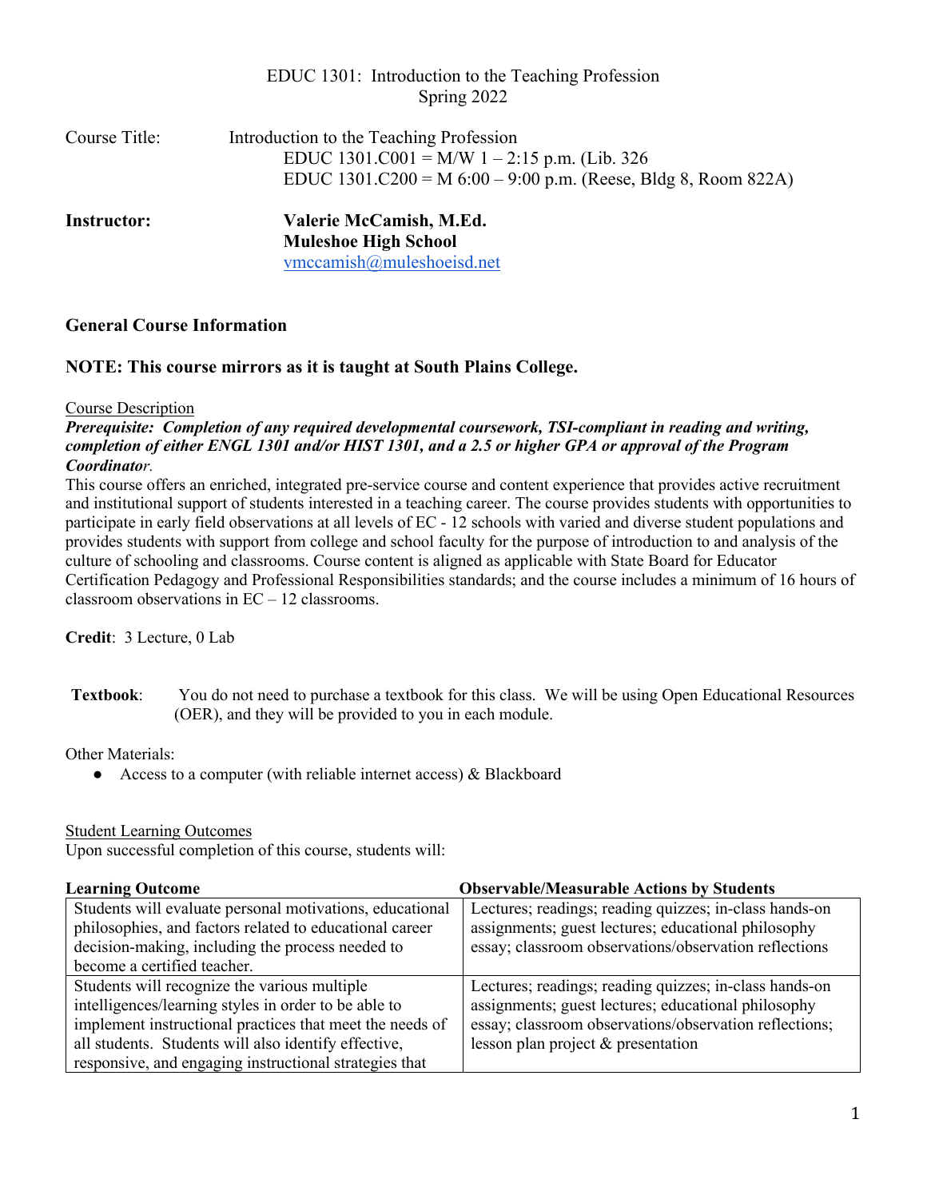EDUC 1301: Introduction to the Teaching Profession
Spring 2022

Course Title: Introduction to the Teaching Profession
EDUC 1301.C001 = M/W 1 – 2:15 p.m. (Lib. 326
EDUC 1301.C200 = M 6:00 – 9:00 p.m. (Reese, Bldg 8, Room 822A)

**Instructor:** **Valerie McCamish, M.Ed.**
**Muleshoe High School**
vmccamish@muleshoeisd.net

## General Course Information

**NOTE: This course mirrors as it is taught at South Plains College.**

Course Description

***Prerequisite: Completion of any required developmental coursework, TSI-compliant in reading and writing, completion of either ENGL 1301 and/or HIST 1301, and a 2.5 or higher GPA or approval of the Program Coordinator.***

This course offers an enriched, integrated pre-service course and content experience that provides active recruitment and institutional support of students interested in a teaching career. The course provides students with opportunities to participate in early field observations at all levels of EC - 12 schools with varied and diverse student populations and provides students with support from college and school faculty for the purpose of introduction to and analysis of the culture of schooling and classrooms. Course content is aligned as applicable with State Board for Educator Certification Pedagogy and Professional Responsibilities standards; and the course includes a minimum of 16 hours of classroom observations in EC – 12 classrooms.

**Credit**: 3 Lecture, 0 Lab

**Textbook**: You do not need to purchase a textbook for this class. We will be using Open Educational Resources (OER), and they will be provided to you in each module.

Other Materials:

- Access to a computer (with reliable internet access) & Blackboard

Student Learning Outcomes

Upon successful completion of this course, students will:

| Learning Outcome | Observable/Measurable Actions by Students |
|---|---|
| Students will evaluate personal motivations, educational philosophies, and factors related to educational career decision-making, including the process needed to become a certified teacher. | Lectures; readings; reading quizzes; in-class hands-on assignments; guest lectures; educational philosophy essay; classroom observations/observation reflections |
| Students will recognize the various multiple intelligences/learning styles in order to be able to implement instructional practices that meet the needs of all students. Students will also identify effective, responsive, and engaging instructional strategies that | Lectures; readings; reading quizzes; in-class hands-on assignments; guest lectures; educational philosophy essay; classroom observations/observation reflections; lesson plan project & presentation |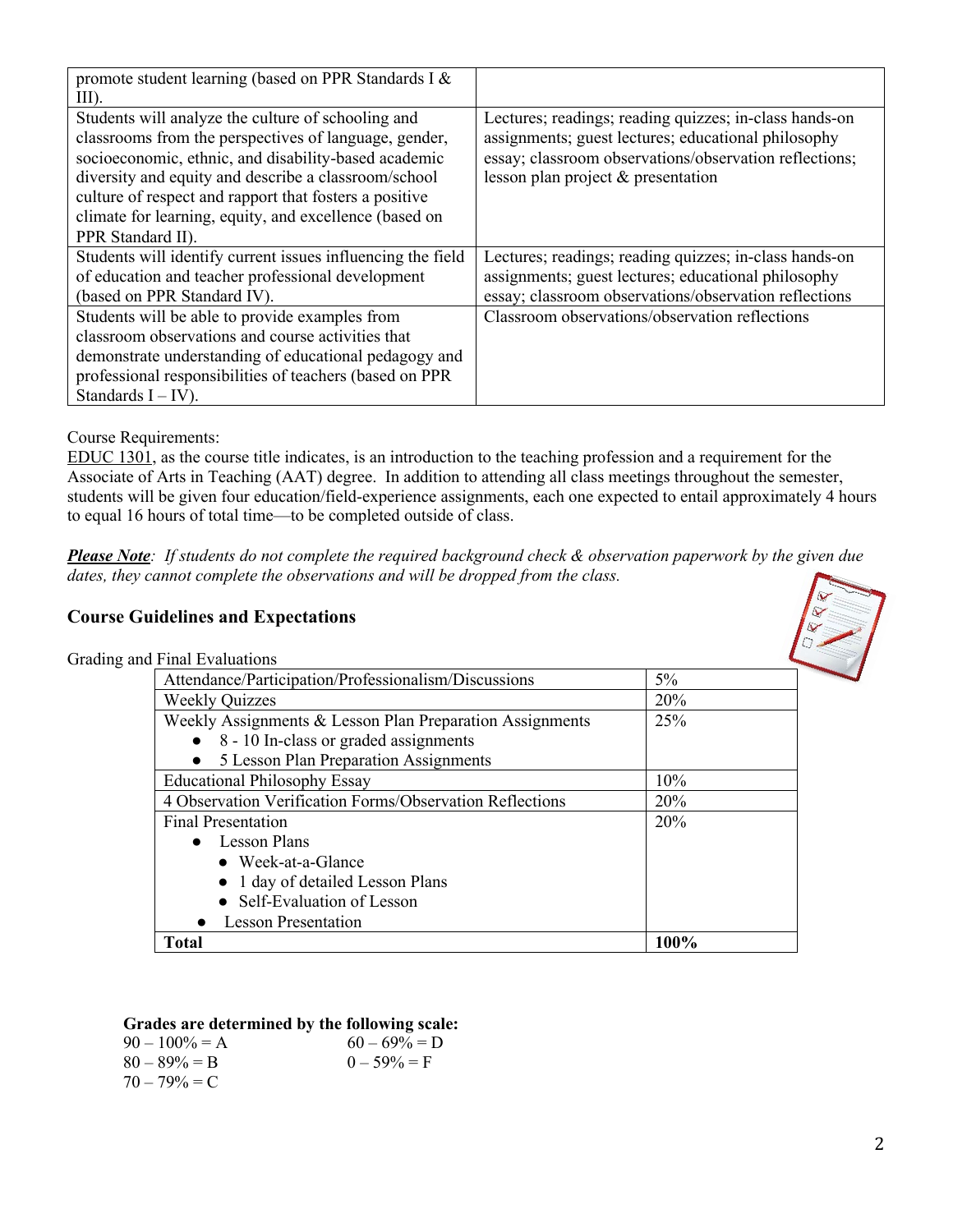| | |
|---|---|
| promote student learning (based on PPR Standards I & III). | |
| Students will analyze the culture of schooling and classrooms from the perspectives of language, gender, socioeconomic, ethnic, and disability-based academic diversity and equity and describe a classroom/school culture of respect and rapport that fosters a positive climate for learning, equity, and excellence (based on PPR Standard II). | Lectures; readings; reading quizzes; in-class hands-on assignments; guest lectures; educational philosophy essay; classroom observations/observation reflections; lesson plan project & presentation |
| Students will identify current issues influencing the field of education and teacher professional development (based on PPR Standard IV). | Lectures; readings; reading quizzes; in-class hands-on assignments; guest lectures; educational philosophy essay; classroom observations/observation reflections |
| Students will be able to provide examples from classroom observations and course activities that demonstrate understanding of educational pedagogy and professional responsibilities of teachers (based on PPR Standards I – IV). | Classroom observations/observation reflections |

Course Requirements:
EDUC 1301, as the course title indicates, is an introduction to the teaching profession and a requirement for the Associate of Arts in Teaching (AAT) degree. In addition to attending all class meetings throughout the semester, students will be given four education/field-experience assignments, each one expected to entail approximately 4 hours to equal 16 hours of total time—to be completed outside of class.

***Please Note****: If students do not complete the required background check & observation paperwork by the given due dates, they cannot complete the observations and will be dropped from the class.*

## Course Guidelines and Expectations

Grading and Final Evaluations

| Component | Weight |
|---|---|
| Attendance/Participation/Professionalism/Discussions | 5% |
| Weekly Quizzes | 20% |
| Weekly Assignments & Lesson Plan Preparation Assignments<br>● 8 - 10 In-class or graded assignments<br>● 5 Lesson Plan Preparation Assignments | 25% |
| Educational Philosophy Essay | 10% |
| 4 Observation Verification Forms/Observation Reflections | 20% |
| Final Presentation<br>● Lesson Plans<br>  ● Week-at-a-Glance<br>  ● 1 day of detailed Lesson Plans<br>  ● Self-Evaluation of Lesson<br>● Lesson Presentation | 20% |
| **Total** | **100%** |

**Grades are determined by the following scale:**

90 – 100% = A
80 – 89% = B
70 – 79% = C
60 – 69% = D
0 – 59% = F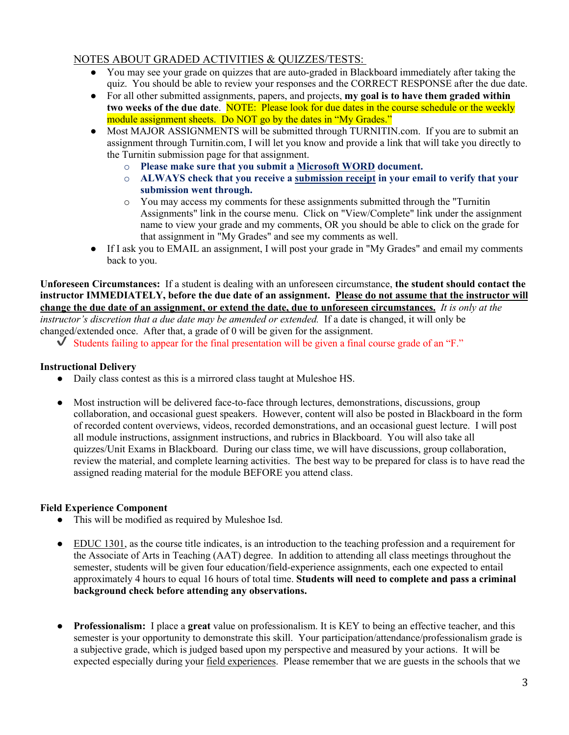NOTES ABOUT GRADED ACTIVITIES & QUIZZES/TESTS:

- You may see your grade on quizzes that are auto-graded in Blackboard immediately after taking the quiz. You should be able to review your responses and the CORRECT RESPONSE after the due date.
- For all other submitted assignments, papers, and projects, **my goal is to have them graded within two weeks of the due date**. NOTE: Please look for due dates in the course schedule or the weekly module assignment sheets. Do NOT go by the dates in "My Grades."
- Most MAJOR ASSIGNMENTS will be submitted through TURNITIN.com. If you are to submit an assignment through Turnitin.com, I will let you know and provide a link that will take you directly to the Turnitin submission page for that assignment.
  - **Please make sure that you submit a Microsoft WORD document.**
  - **ALWAYS check that you receive a submission receipt in your email to verify that your submission went through.**
  - You may access my comments for these assignments submitted through the "Turnitin Assignments" link in the course menu. Click on "View/Complete" link under the assignment name to view your grade and my comments, OR you should be able to click on the grade for that assignment in "My Grades" and see my comments as well.
- If I ask you to EMAIL an assignment, I will post your grade in "My Grades" and email my comments back to you.

**Unforeseen Circumstances:** If a student is dealing with an unforeseen circumstance, **the student should contact the instructor IMMEDIATELY, before the due date of an assignment. Please do not assume that the instructor will change the due date of an assignment, or extend the date, due to unforeseen circumstances.** *It is only at the instructor's discretion that a due date may be amended or extended.* If a date is changed, it will only be changed/extended once. After that, a grade of 0 will be given for the assignment.

- ✔ Students failing to appear for the final presentation will be given a final course grade of an "F."

**Instructional Delivery**

- Daily class contest as this is a mirrored class taught at Muleshoe HS.
- Most instruction will be delivered face-to-face through lectures, demonstrations, discussions, group collaboration, and occasional guest speakers. However, content will also be posted in Blackboard in the form of recorded content overviews, videos, recorded demonstrations, and an occasional guest lecture. I will post all module instructions, assignment instructions, and rubrics in Blackboard. You will also take all quizzes/Unit Exams in Blackboard. During our class time, we will have discussions, group collaboration, review the material, and complete learning activities. The best way to be prepared for class is to have read the assigned reading material for the module BEFORE you attend class.

**Field Experience Component**

- This will be modified as required by Muleshoe Isd.
- EDUC 1301, as the course title indicates, is an introduction to the teaching profession and a requirement for the Associate of Arts in Teaching (AAT) degree. In addition to attending all class meetings throughout the semester, students will be given four education/field-experience assignments, each one expected to entail approximately 4 hours to equal 16 hours of total time. **Students will need to complete and pass a criminal background check before attending any observations.**
- **Professionalism:** I place a **great** value on professionalism. It is KEY to being an effective teacher, and this semester is your opportunity to demonstrate this skill. Your participation/attendance/professionalism grade is a subjective grade, which is judged based upon my perspective and measured by your actions. It will be expected especially during your field experiences. Please remember that we are guests in the schools that we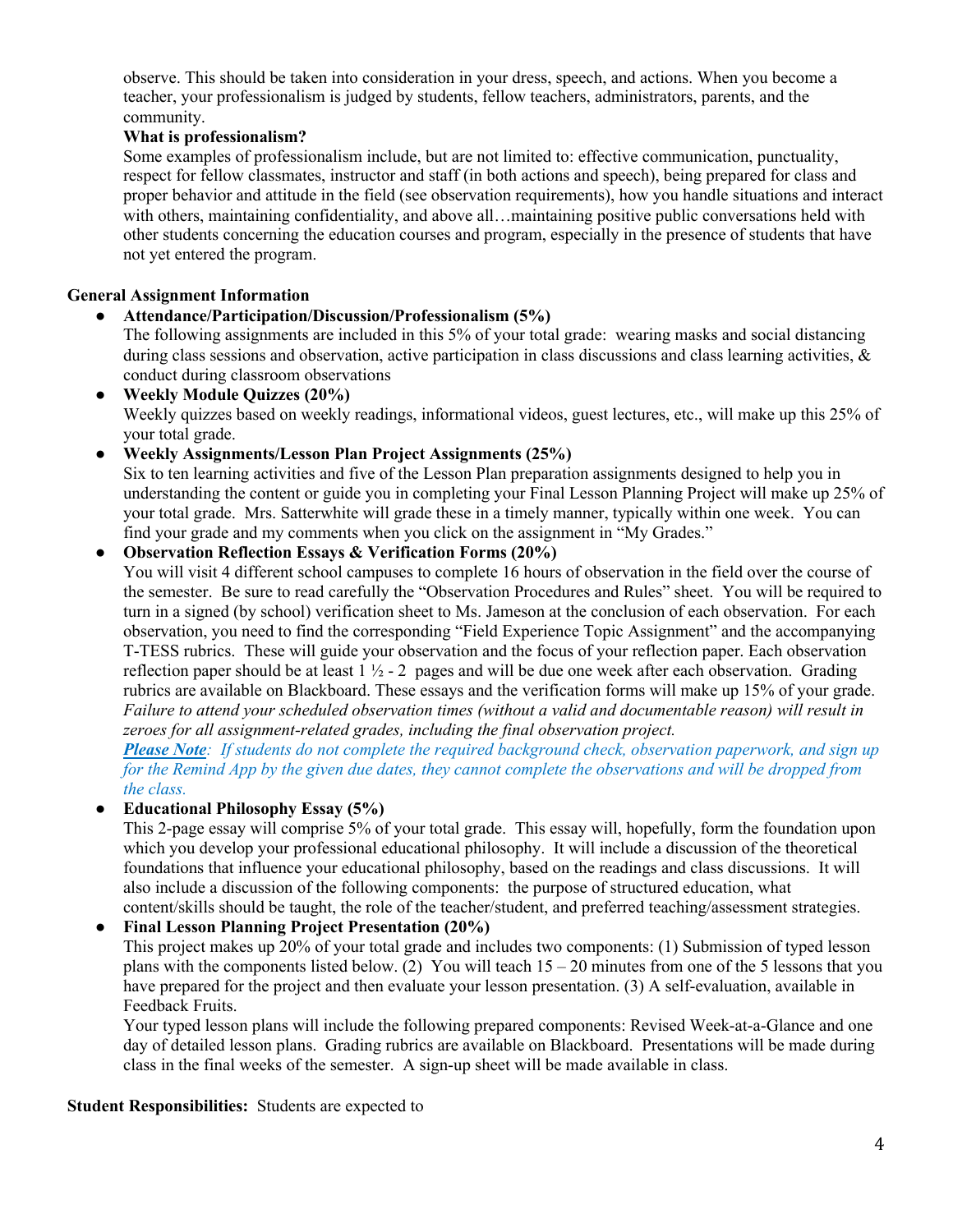observe. This should be taken into consideration in your dress, speech, and actions. When you become a teacher, your professionalism is judged by students, fellow teachers, administrators, parents, and the community.

**What is professionalism?**

Some examples of professionalism include, but are not limited to: effective communication, punctuality, respect for fellow classmates, instructor and staff (in both actions and speech), being prepared for class and proper behavior and attitude in the field (see observation requirements), how you handle situations and interact with others, maintaining confidentiality, and above all…maintaining positive public conversations held with other students concerning the education courses and program, especially in the presence of students that have not yet entered the program.

**General Assignment Information**

- **Attendance/Participation/Discussion/Professionalism (5%)**
  The following assignments are included in this 5% of your total grade: wearing masks and social distancing during class sessions and observation, active participation in class discussions and class learning activities, & conduct during classroom observations
- **Weekly Module Quizzes (20%)**
  Weekly quizzes based on weekly readings, informational videos, guest lectures, etc., will make up this 25% of your total grade.
- **Weekly Assignments/Lesson Plan Project Assignments (25%)**
  Six to ten learning activities and five of the Lesson Plan preparation assignments designed to help you in understanding the content or guide you in completing your Final Lesson Planning Project will make up 25% of your total grade. Mrs. Satterwhite will grade these in a timely manner, typically within one week. You can find your grade and my comments when you click on the assignment in "My Grades."
- **Observation Reflection Essays & Verification Forms (20%)**
  You will visit 4 different school campuses to complete 16 hours of observation in the field over the course of the semester. Be sure to read carefully the "Observation Procedures and Rules" sheet. You will be required to turn in a signed (by school) verification sheet to Ms. Jameson at the conclusion of each observation. For each observation, you need to find the corresponding "Field Experience Topic Assignment" and the accompanying T-TESS rubrics. These will guide your observation and the focus of your reflection paper. Each observation reflection paper should be at least 1 ½ - 2 pages and will be due one week after each observation. Grading rubrics are available on Blackboard. These essays and the verification forms will make up 15% of your grade. *Failure to attend your scheduled observation times (without a valid and documentable reason) will result in zeroes for all assignment-related grades, including the final observation project.*
  ***Please Note**: If students do not complete the required background check, observation paperwork, and sign up for the Remind App by the given due dates, they cannot complete the observations and will be dropped from the class.*
- **Educational Philosophy Essay (5%)**
  This 2-page essay will comprise 5% of your total grade. This essay will, hopefully, form the foundation upon which you develop your professional educational philosophy. It will include a discussion of the theoretical foundations that influence your educational philosophy, based on the readings and class discussions. It will also include a discussion of the following components: the purpose of structured education, what content/skills should be taught, the role of the teacher/student, and preferred teaching/assessment strategies.
- **Final Lesson Planning Project Presentation (20%)**
  This project makes up 20% of your total grade and includes two components: (1) Submission of typed lesson plans with the components listed below. (2) You will teach 15 – 20 minutes from one of the 5 lessons that you have prepared for the project and then evaluate your lesson presentation. (3) A self-evaluation, available in Feedback Fruits.
  Your typed lesson plans will include the following prepared components: Revised Week-at-a-Glance and one day of detailed lesson plans. Grading rubrics are available on Blackboard. Presentations will be made during class in the final weeks of the semester. A sign-up sheet will be made available in class.

**Student Responsibilities:** Students are expected to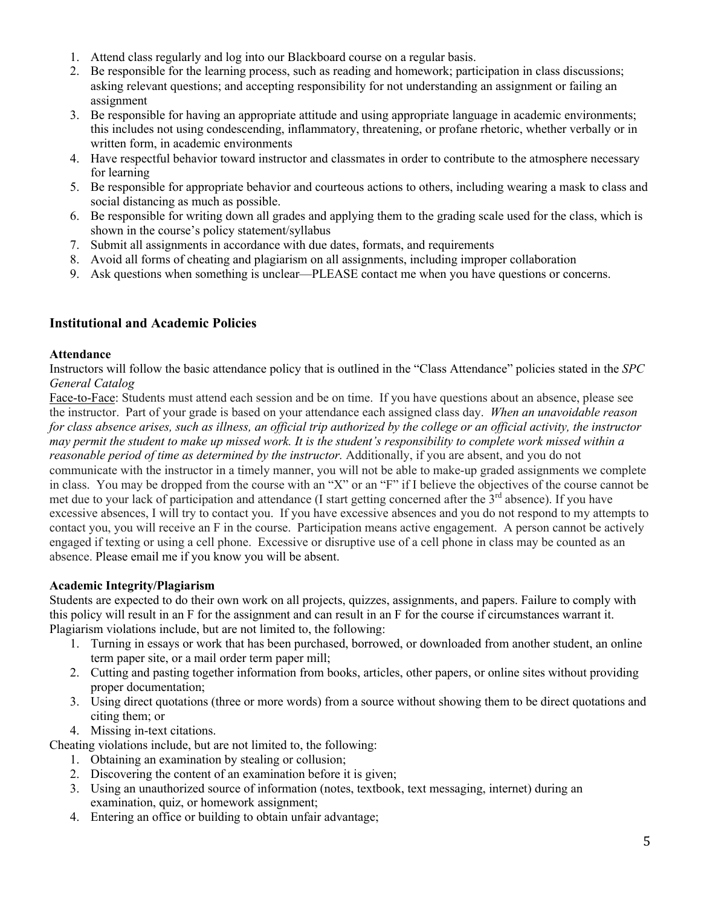1. Attend class regularly and log into our Blackboard course on a regular basis.
2. Be responsible for the learning process, such as reading and homework; participation in class discussions; asking relevant questions; and accepting responsibility for not understanding an assignment or failing an assignment
3. Be responsible for having an appropriate attitude and using appropriate language in academic environments; this includes not using condescending, inflammatory, threatening, or profane rhetoric, whether verbally or in written form, in academic environments
4. Have respectful behavior toward instructor and classmates in order to contribute to the atmosphere necessary for learning
5. Be responsible for appropriate behavior and courteous actions to others, including wearing a mask to class and social distancing as much as possible.
6. Be responsible for writing down all grades and applying them to the grading scale used for the class, which is shown in the course's policy statement/syllabus
7. Submit all assignments in accordance with due dates, formats, and requirements
8. Avoid all forms of cheating and plagiarism on all assignments, including improper collaboration
9. Ask questions when something is unclear—PLEASE contact me when you have questions or concerns.

## Institutional and Academic Policies

**Attendance**

Instructors will follow the basic attendance policy that is outlined in the "Class Attendance" policies stated in the *SPC General Catalog*

Face-to-Face: Students must attend each session and be on time. If you have questions about an absence, please see the instructor. Part of your grade is based on your attendance each assigned class day. *When an unavoidable reason for class absence arises, such as illness, an official trip authorized by the college or an official activity, the instructor may permit the student to make up missed work. It is the student's responsibility to complete work missed within a reasonable period of time as determined by the instructor.* Additionally, if you are absent, and you do not communicate with the instructor in a timely manner, you will not be able to make-up graded assignments we complete in class. You may be dropped from the course with an "X" or an "F" if I believe the objectives of the course cannot be met due to your lack of participation and attendance (I start getting concerned after the 3rd absence). If you have excessive absences, I will try to contact you. If you have excessive absences and you do not respond to my attempts to contact you, you will receive an F in the course. Participation means active engagement. A person cannot be actively engaged if texting or using a cell phone. Excessive or disruptive use of a cell phone in class may be counted as an absence. Please email me if you know you will be absent.

**Academic Integrity/Plagiarism**

Students are expected to do their own work on all projects, quizzes, assignments, and papers. Failure to comply with this policy will result in an F for the assignment and can result in an F for the course if circumstances warrant it. Plagiarism violations include, but are not limited to, the following:

1. Turning in essays or work that has been purchased, borrowed, or downloaded from another student, an online term paper site, or a mail order term paper mill;
2. Cutting and pasting together information from books, articles, other papers, or online sites without providing proper documentation;
3. Using direct quotations (three or more words) from a source without showing them to be direct quotations and citing them; or
4. Missing in-text citations.

Cheating violations include, but are not limited to, the following:

1. Obtaining an examination by stealing or collusion;
2. Discovering the content of an examination before it is given;
3. Using an unauthorized source of information (notes, textbook, text messaging, internet) during an examination, quiz, or homework assignment;
4. Entering an office or building to obtain unfair advantage;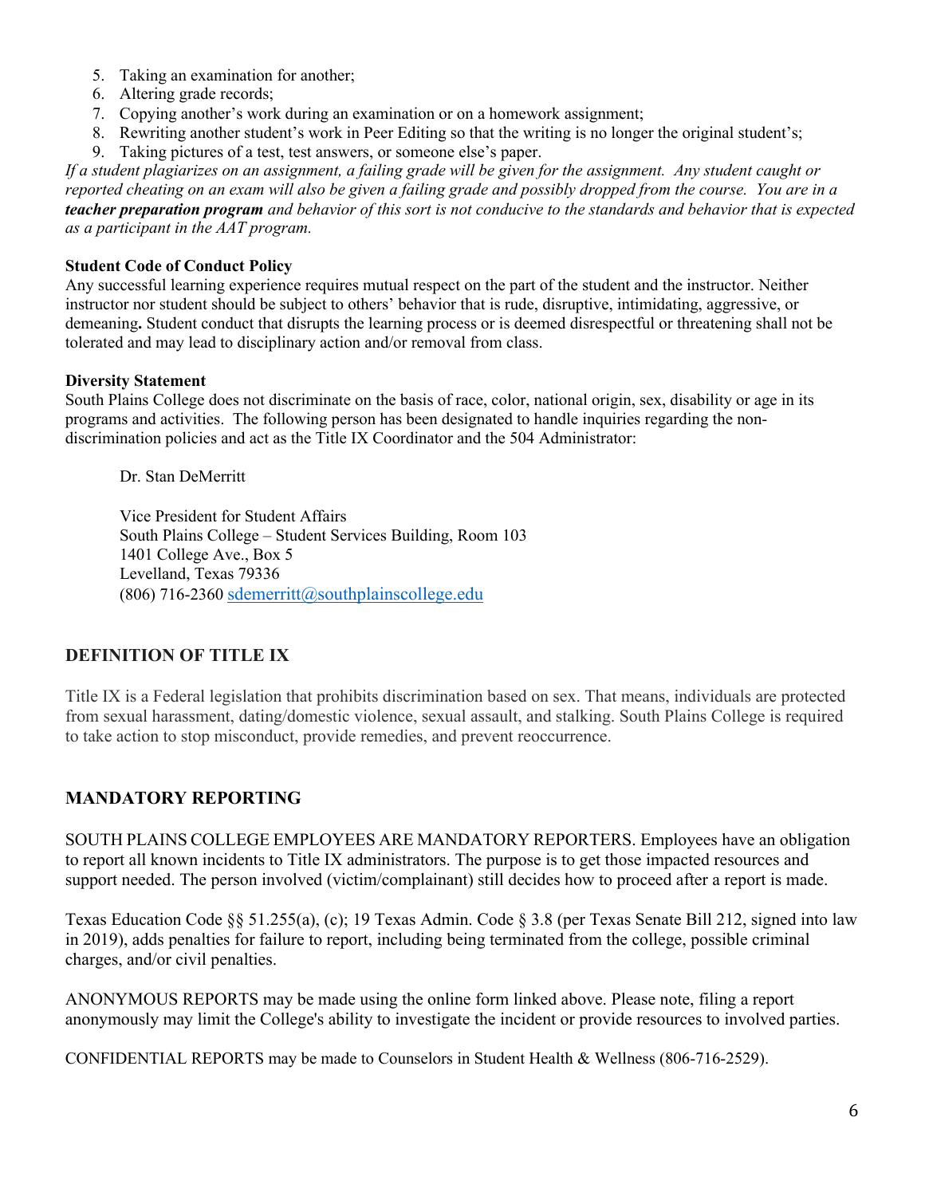5. Taking an examination for another;
6. Altering grade records;
7. Copying another's work during an examination or on a homework assignment;
8. Rewriting another student's work in Peer Editing so that the writing is no longer the original student's;
9. Taking pictures of a test, test answers, or someone else's paper.

*If a student plagiarizes on an assignment, a failing grade will be given for the assignment. Any student caught or reported cheating on an exam will also be given a failing grade and possibly dropped from the course. You are in a* ***teacher preparation program*** *and behavior of this sort is not conducive to the standards and behavior that is expected as a participant in the AAT program.*

**Student Code of Conduct Policy**

Any successful learning experience requires mutual respect on the part of the student and the instructor. Neither instructor nor student should be subject to others' behavior that is rude, disruptive, intimidating, aggressive, or demeaning**.** Student conduct that disrupts the learning process or is deemed disrespectful or threatening shall not be tolerated and may lead to disciplinary action and/or removal from class.

**Diversity Statement**

South Plains College does not discriminate on the basis of race, color, national origin, sex, disability or age in its programs and activities. The following person has been designated to handle inquiries regarding the non-discrimination policies and act as the Title IX Coordinator and the 504 Administrator:

Dr. Stan DeMerritt

Vice President for Student Affairs
South Plains College – Student Services Building, Room 103
1401 College Ave., Box 5
Levelland, Texas 79336
(806) 716-2360 sdemerritt@southplainscollege.edu

## DEFINITION OF TITLE IX

Title IX is a Federal legislation that prohibits discrimination based on sex. That means, individuals are protected from sexual harassment, dating/domestic violence, sexual assault, and stalking. South Plains College is required to take action to stop misconduct, provide remedies, and prevent reoccurrence.

## MANDATORY REPORTING

SOUTH PLAINS COLLEGE EMPLOYEES ARE MANDATORY REPORTERS. Employees have an obligation to report all known incidents to Title IX administrators. The purpose is to get those impacted resources and support needed. The person involved (victim/complainant) still decides how to proceed after a report is made.

Texas Education Code §§ 51.255(a), (c); 19 Texas Admin. Code § 3.8 (per Texas Senate Bill 212, signed into law in 2019), adds penalties for failure to report, including being terminated from the college, possible criminal charges, and/or civil penalties.

ANONYMOUS REPORTS may be made using the online form linked above. Please note, filing a report anonymously may limit the College's ability to investigate the incident or provide resources to involved parties.

CONFIDENTIAL REPORTS may be made to Counselors in Student Health & Wellness (806-716-2529).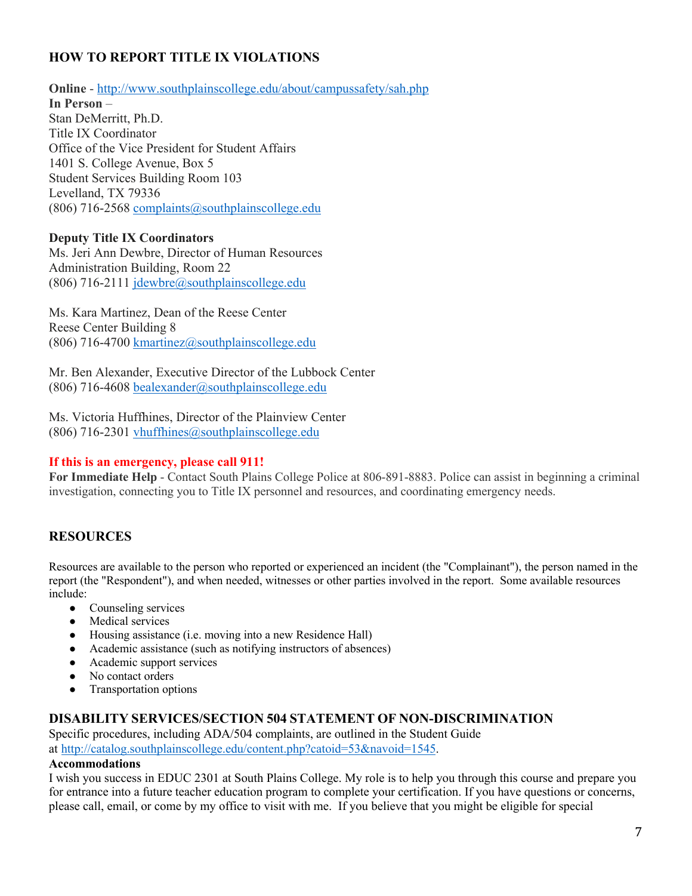## HOW TO REPORT TITLE IX VIOLATIONS

**Online** - http://www.southplainscollege.edu/about/campussafety/sah.php
**In Person** –
Stan DeMerritt, Ph.D.
Title IX Coordinator
Office of the Vice President for Student Affairs
1401 S. College Avenue, Box 5
Student Services Building Room 103
Levelland, TX 79336
(806) 716-2568 complaints@southplainscollege.edu

**Deputy Title IX Coordinators**
Ms. Jeri Ann Dewbre, Director of Human Resources
Administration Building, Room 22
(806) 716-2111 jdewbre@southplainscollege.edu

Ms. Kara Martinez, Dean of the Reese Center
Reese Center Building 8
(806) 716-4700 kmartinez@southplainscollege.edu

Mr. Ben Alexander, Executive Director of the Lubbock Center
(806) 716-4608 bealexander@southplainscollege.edu

Ms. Victoria Huffhines, Director of the Plainview Center
(806) 716-2301 vhuffhines@southplainscollege.edu

**If this is an emergency, please call 911!**
**For Immediate Help** - Contact South Plains College Police at 806-891-8883. Police can assist in beginning a criminal investigation, connecting you to Title IX personnel and resources, and coordinating emergency needs.

## RESOURCES

Resources are available to the person who reported or experienced an incident (the "Complainant"), the person named in the report (the "Respondent"), and when needed, witnesses or other parties involved in the report. Some available resources include:

- Counseling services
- Medical services
- Housing assistance (i.e. moving into a new Residence Hall)
- Academic assistance (such as notifying instructors of absences)
- Academic support services
- No contact orders
- Transportation options

## DISABILITY SERVICES/SECTION 504 STATEMENT OF NON-DISCRIMINATION

Specific procedures, including ADA/504 complaints, are outlined in the Student Guide at http://catalog.southplainscollege.edu/content.php?catoid=53&navoid=1545.

**Accommodations**
I wish you success in EDUC 2301 at South Plains College. My role is to help you through this course and prepare you for entrance into a future teacher education program to complete your certification. If you have questions or concerns, please call, email, or come by my office to visit with me. If you believe that you might be eligible for special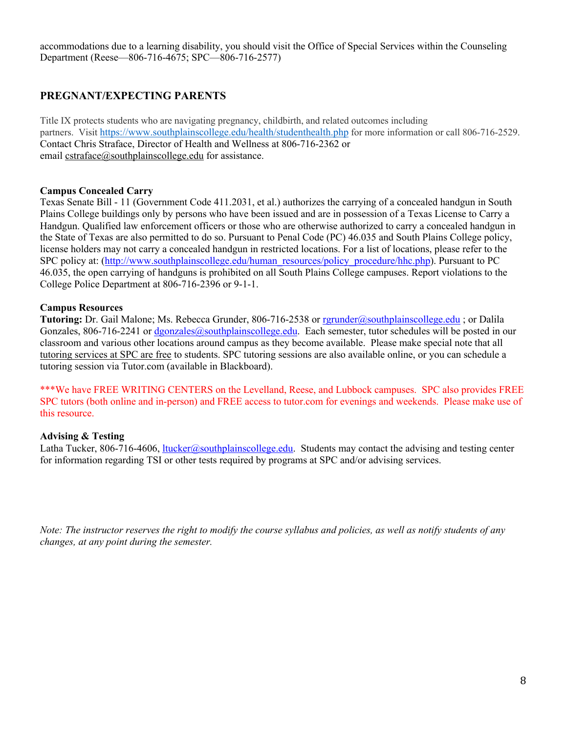accommodations due to a learning disability, you should visit the Office of Special Services within the Counseling Department (Reese—806-716-4675; SPC—806-716-2577)

## PREGNANT/EXPECTING PARENTS

Title IX protects students who are navigating pregnancy, childbirth, and related outcomes including partners. Visit https://www.southplainscollege.edu/health/studenthealth.php for more information or call 806-716-2529. Contact Chris Straface, Director of Health and Wellness at 806-716-2362 or email cstraface@southplainscollege.edu for assistance.

**Campus Concealed Carry**
Texas Senate Bill - 11 (Government Code 411.2031, et al.) authorizes the carrying of a concealed handgun in South Plains College buildings only by persons who have been issued and are in possession of a Texas License to Carry a Handgun. Qualified law enforcement officers or those who are otherwise authorized to carry a concealed handgun in the State of Texas are also permitted to do so. Pursuant to Penal Code (PC) 46.035 and South Plains College policy, license holders may not carry a concealed handgun in restricted locations. For a list of locations, please refer to the SPC policy at: (http://www.southplainscollege.edu/human_resources/policy_procedure/hhc.php). Pursuant to PC 46.035, the open carrying of handguns is prohibited on all South Plains College campuses. Report violations to the College Police Department at 806-716-2396 or 9-1-1.

**Campus Resources**
**Tutoring:** Dr. Gail Malone; Ms. Rebecca Grunder, 806-716-2538 or rgrunder@southplainscollege.edu ; or Dalila Gonzales, 806-716-2241 or dgonzales@southplainscollege.edu. Each semester, tutor schedules will be posted in our classroom and various other locations around campus as they become available. Please make special note that all tutoring services at SPC are free to students. SPC tutoring sessions are also available online, or you can schedule a tutoring session via Tutor.com (available in Blackboard).

***We have FREE WRITING CENTERS on the Levelland, Reese, and Lubbock campuses. SPC also provides FREE SPC tutors (both online and in-person) and FREE access to tutor.com for evenings and weekends. Please make use of this resource.

**Advising & Testing**
Latha Tucker, 806-716-4606, ltucker@southplainscollege.edu. Students may contact the advising and testing center for information regarding TSI or other tests required by programs at SPC and/or advising services.

*Note: The instructor reserves the right to modify the course syllabus and policies, as well as notify students of any changes, at any point during the semester.*